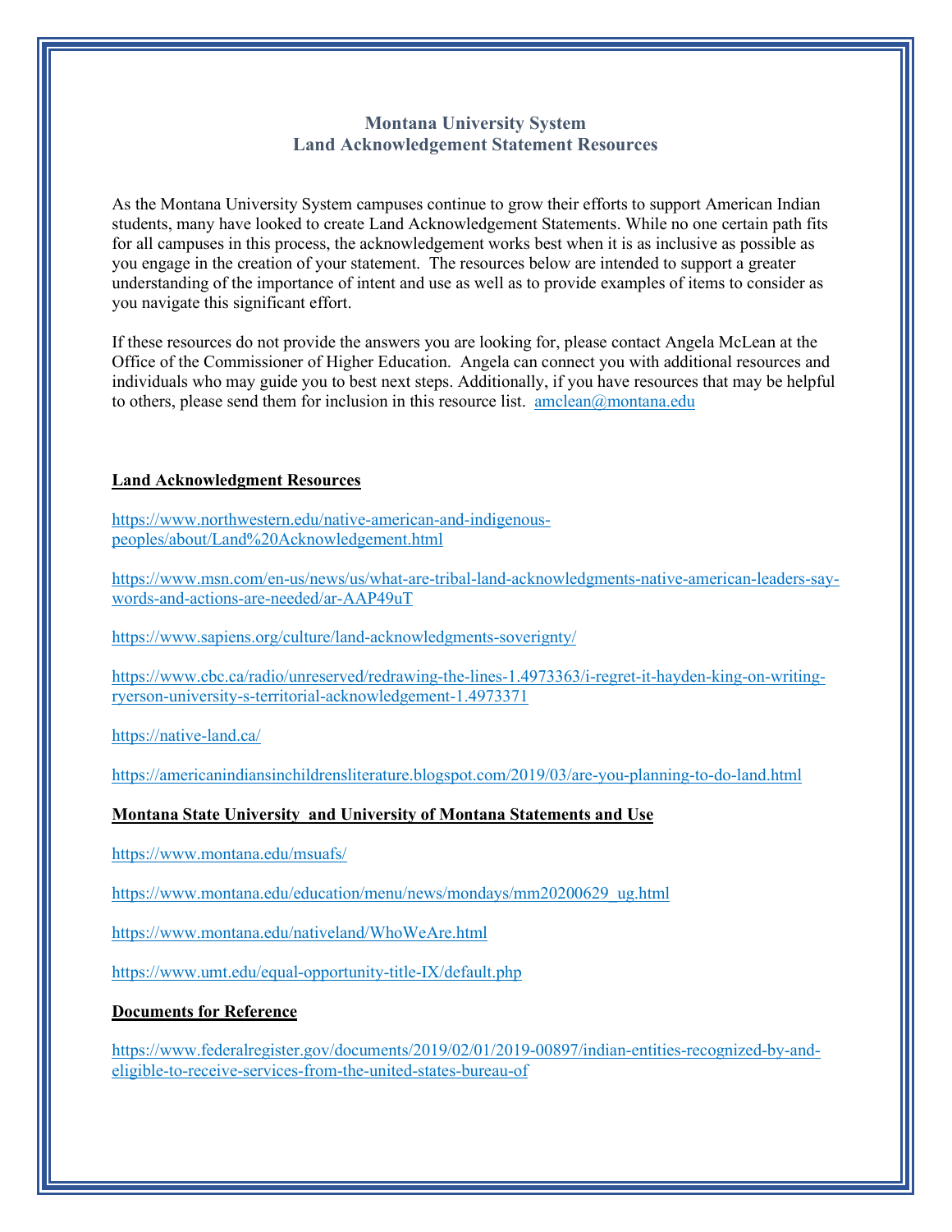# Montana University System
# Land Acknowledgement Statement Resources

As the Montana University System campuses continue to grow their efforts to support American Indian students, many have looked to create Land Acknowledgement Statements. While no one certain path fits for all campuses in this process, the acknowledgement works best when it is as inclusive as possible as you engage in the creation of your statement. The resources below are intended to support a greater understanding of the importance of intent and use as well as to provide examples of items to consider as you navigate this significant effort.

If these resources do not provide the answers you are looking for, please contact Angela McLean at the Office of the Commissioner of Higher Education. Angela can connect you with additional resources and individuals who may guide you to best next steps. Additionally, if you have resources that may be helpful to others, please send them for inclusion in this resource list. amclean@montana.edu

**Land Acknowledgment Resources**

https://www.northwestern.edu/native-american-and-indigenous-peoples/about/Land%20Acknowledgement.html

https://www.msn.com/en-us/news/us/what-are-tribal-land-acknowledgments-native-american-leaders-say-words-and-actions-are-needed/ar-AAP49uT

https://www.sapiens.org/culture/land-acknowledgments-soverignty/

https://www.cbc.ca/radio/unreserved/redrawing-the-lines-1.4973363/i-regret-it-hayden-king-on-writing-ryerson-university-s-territorial-acknowledgement-1.4973371

https://native-land.ca/

https://americanindiansinchildrensliterature.blogspot.com/2019/03/are-you-planning-to-do-land.html

**Montana State University and University of Montana Statements and Use**

https://www.montana.edu/msuafs/

https://www.montana.edu/education/menu/news/mondays/mm20200629_ug.html

https://www.montana.edu/nativeland/WhoWeAre.html

https://www.umt.edu/equal-opportunity-title-IX/default.php

**Documents for Reference**

https://www.federalregister.gov/documents/2019/02/01/2019-00897/indian-entities-recognized-by-and-eligible-to-receive-services-from-the-united-states-bureau-of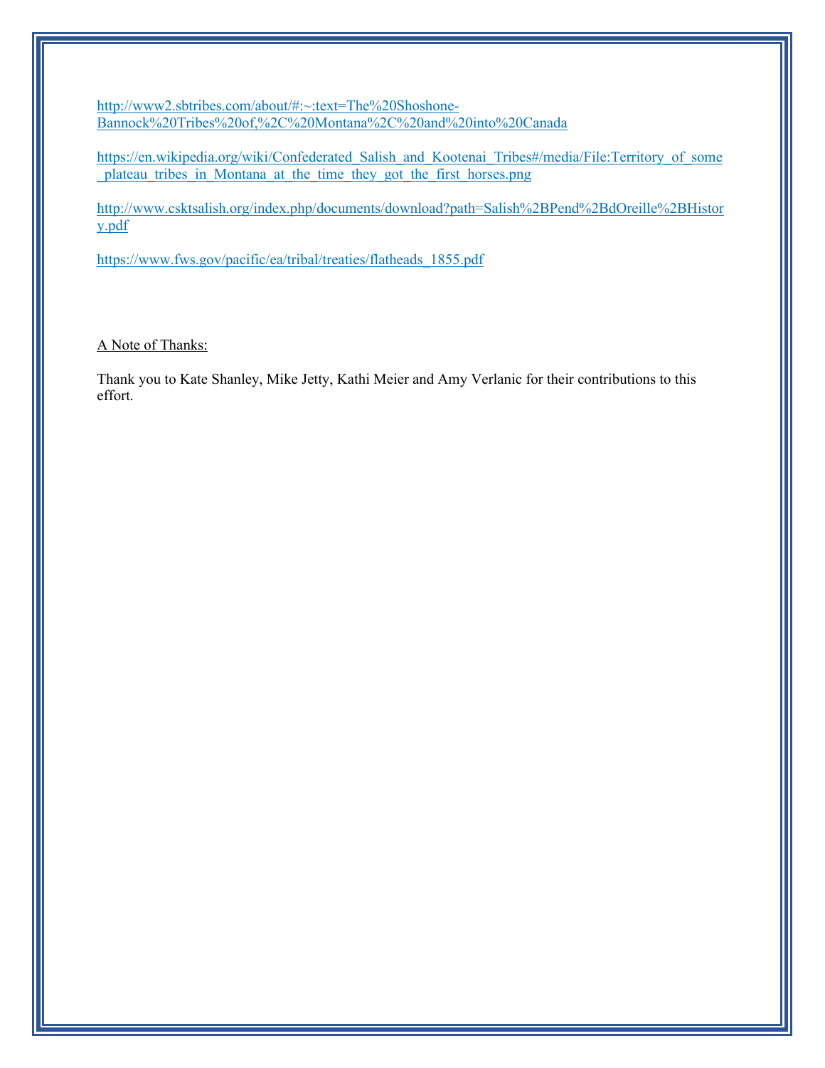http://www2.sbtribes.com/about/#:~:text=The%20Shoshone-Bannock%20Tribes%20of,%2C%20Montana%2C%20and%20into%20Canada

https://en.wikipedia.org/wiki/Confederated_Salish_and_Kootenai_Tribes#/media/File:Territory_of_some_plateau_tribes_in_Montana_at_the_time_they_got_the_first_horses.png

http://www.csktsalish.org/index.php/documents/download?path=Salish%2BPend%2BdOreille%2BHistory.pdf

https://www.fws.gov/pacific/ea/tribal/treaties/flatheads_1855.pdf

A Note of Thanks:

Thank you to Kate Shanley, Mike Jetty, Kathi Meier and Amy Verlanic for their contributions to this effort.